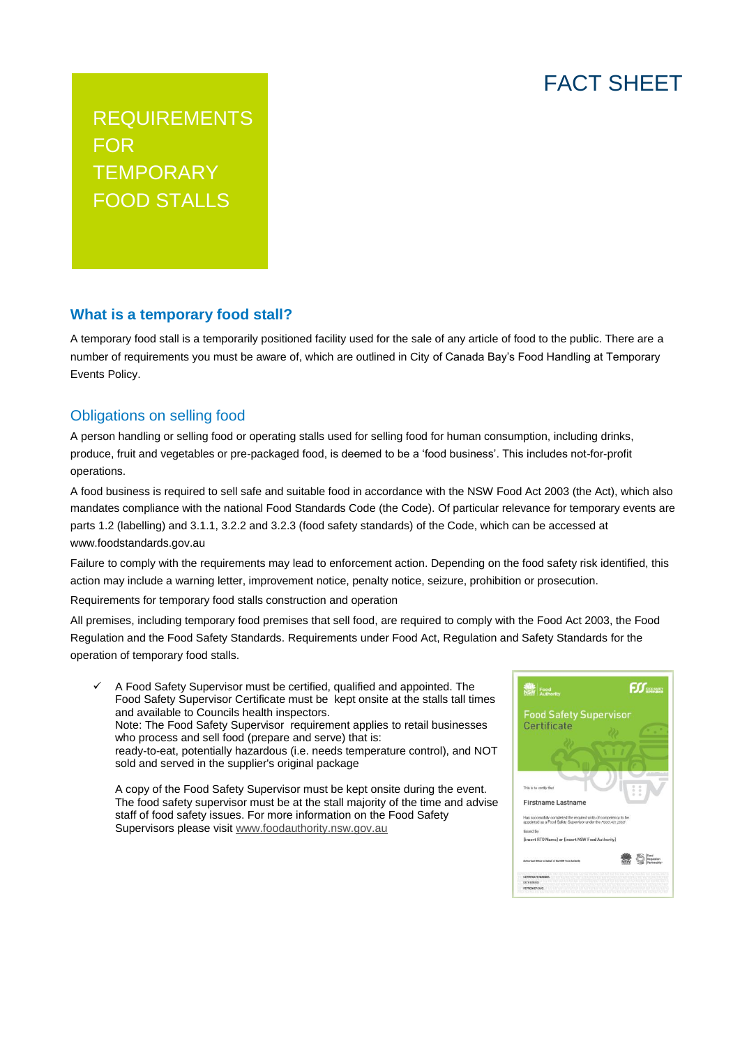FACT SHEET

# REQUIREMENTS FOR TEMPORARY FOOD STALLS

## What is a temporary food stall?

A temporary food stall is a temporarily positioned facility used for the sale of any article of food to the public. There are a number of requirements you must be aware of, which are outlined in City of Canada Bay's Food Handling at Temporary Events Policy.

## Obligations on selling food

A person handling or selling food or operating stalls used for selling food for human consumption, including drinks, produce, fruit and vegetables or pre-packaged food, is deemed to be a 'food business'. This includes not-for-profit operations.

A food business is required to sell safe and suitable food in accordance with the NSW Food Act 2003 (the Act), which also mandates compliance with the national Food Standards Code (the Code). Of particular relevance for temporary events are parts 1.2 (labelling) and 3.1.1, 3.2.2 and 3.2.3 (food safety standards) of the Code, which can be accessed at www.foodstandards.gov.au

Failure to comply with the requirements may lead to enforcement action. Depending on the food safety risk identified, this action may include a warning letter, improvement notice, penalty notice, seizure, prohibition or prosecution.

Requirements for temporary food stalls construction and operation

All premises, including temporary food premises that sell food, are required to comply with the Food Act 2003, the Food Regulation and the Food Safety Standards. Requirements under Food Act, Regulation and Safety Standards for the operation of temporary food stalls.

- ✓ A Food Safety Supervisor must be certified, qualified and appointed. The Food Safety Supervisor Certificate must be kept onsite at the stalls tall times and available to Councils health inspectors.
  Note: The Food Safety Supervisor requirement applies to retail businesses who process and sell food (prepare and serve) that is:
  ready-to-eat, potentially hazardous (i.e. needs temperature control), and NOT sold and served in the supplier's original package

  A copy of the Food Safety Supervisor must be kept onsite during the event. The food safety supervisor must be at the stall majority of the time and advise staff of food safety issues. For more information on the Food Safety Supervisors please visit www.foodauthority.nsw.gov.au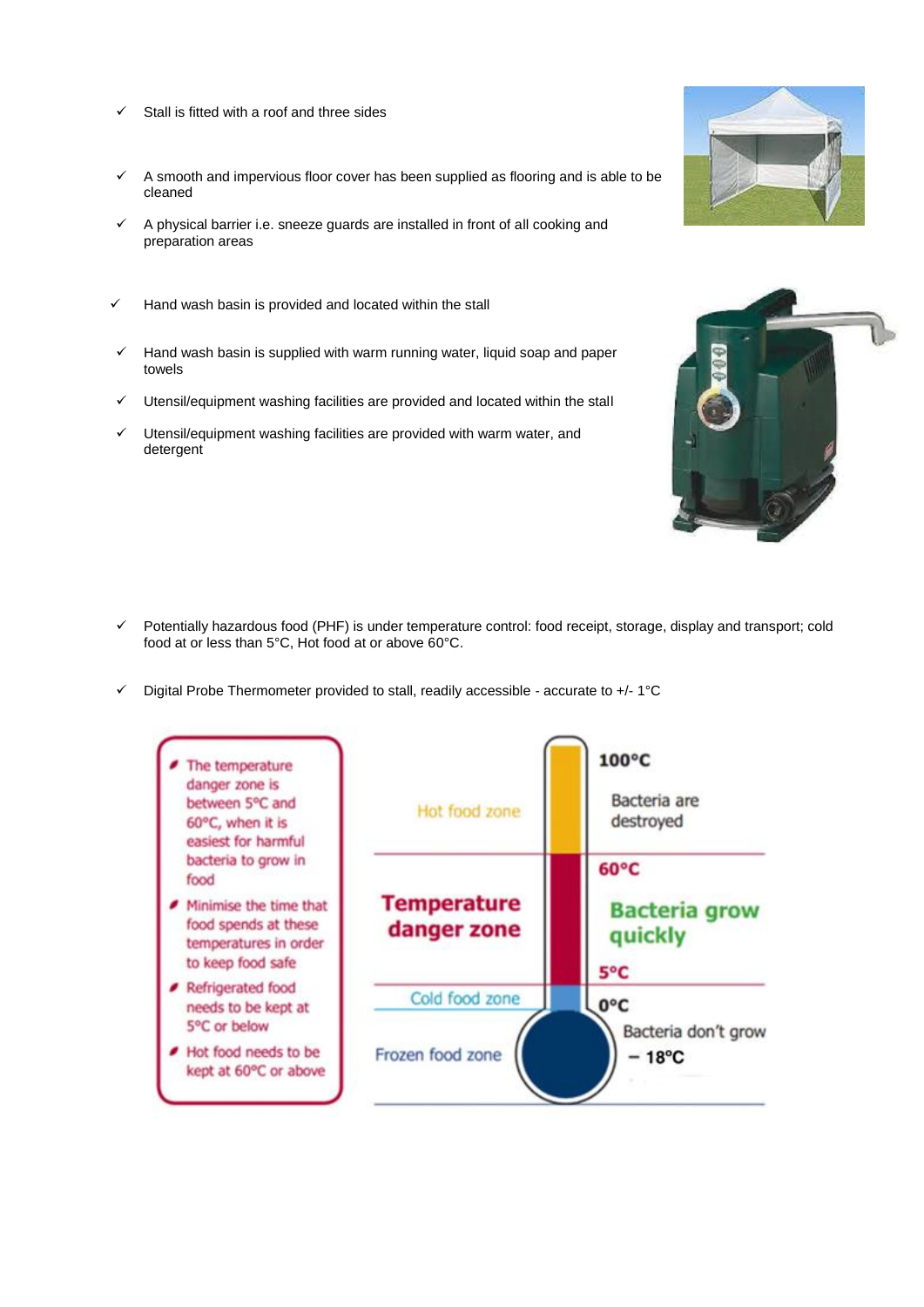- ✓ Stall is fitted with a roof and three sides

- ✓ A smooth and impervious floor cover has been supplied as flooring and is able to be cleaned

- ✓ A physical barrier i.e. sneeze guards are installed in front of all cooking and preparation areas

- ✓ Hand wash basin is provided and located within the stall

- ✓ Hand wash basin is supplied with warm running water, liquid soap and paper towels

- ✓ Utensil/equipment washing facilities are provided and located within the stall

- ✓ Utensil/equipment washing facilities are provided with warm water, and detergent

- ✓ Potentially hazardous food (PHF) is under temperature control: food receipt, storage, display and transport; cold food at or less than 5°C, Hot food at or above 60°C.

- ✓ Digital Probe Thermometer provided to stall, readily accessible - accurate to +/- 1°C

- The temperature danger zone is between 5ºC and 60ºC, when it is easiest for harmful bacteria to grow in food
- Minimise the time that food spends at these temperatures in order to keep food safe
- Refrigerated food needs to be kept at 5ºC or below
- Hot food needs to be kept at 60ºC or above

| Zone | Temperature | Note |
|---|---|---|
| Hot food zone | 100°C | Bacteria are destroyed |
| **Temperature danger zone** | 60°C – 5°C | **Bacteria grow quickly** |
| Cold food zone | 0°C | Bacteria don't grow |
| Frozen food zone | – 18°C | |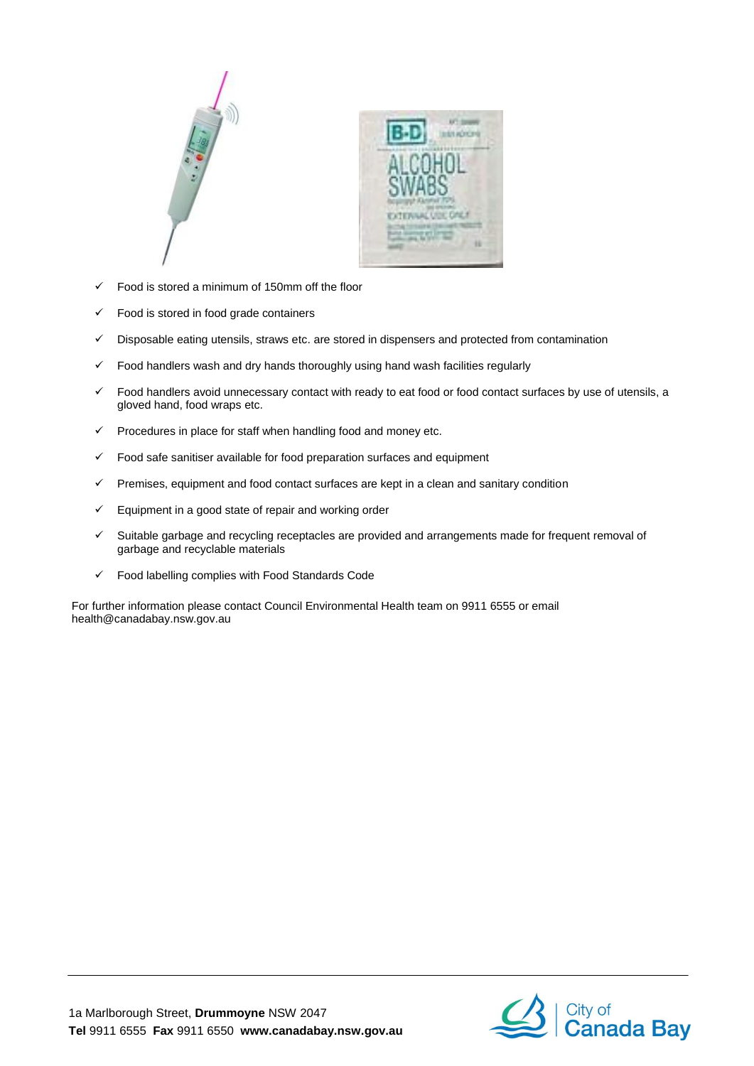- ✓ Food is stored a minimum of 150mm off the floor
- ✓ Food is stored in food grade containers
- ✓ Disposable eating utensils, straws etc. are stored in dispensers and protected from contamination
- ✓ Food handlers wash and dry hands thoroughly using hand wash facilities regularly
- ✓ Food handlers avoid unnecessary contact with ready to eat food or food contact surfaces by use of utensils, a gloved hand, food wraps etc.
- ✓ Procedures in place for staff when handling food and money etc.
- ✓ Food safe sanitiser available for food preparation surfaces and equipment
- ✓ Premises, equipment and food contact surfaces are kept in a clean and sanitary condition
- ✓ Equipment in a good state of repair and working order
- ✓ Suitable garbage and recycling receptacles are provided and arrangements made for frequent removal of garbage and recyclable materials
- ✓ Food labelling complies with Food Standards Code

For further information please contact Council Environmental Health team on 9911 6555 or email health@canadabay.nsw.gov.au